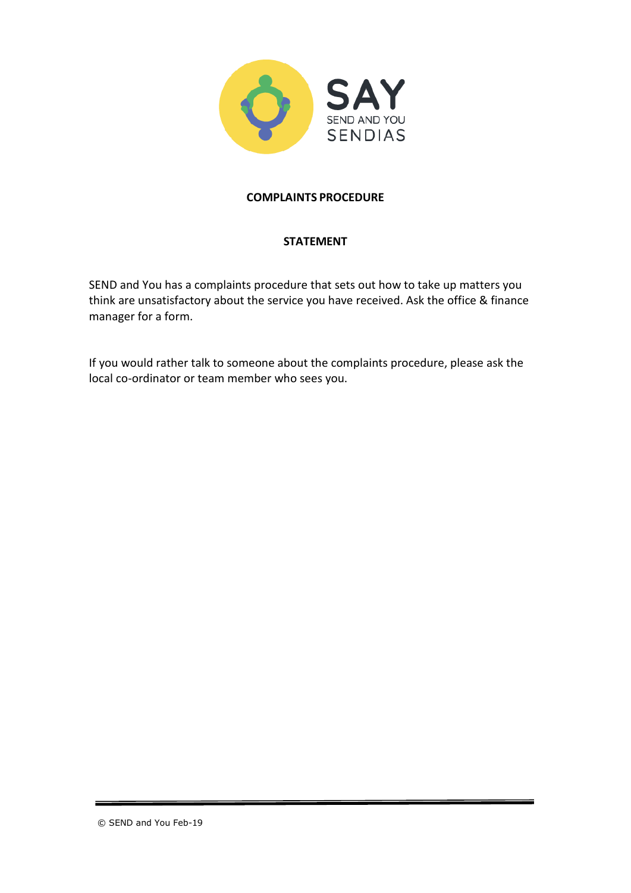# COMPLAINTS PROCEDURE

## STATEMENT

SEND and You has a complaints procedure that sets out how to take up matters you think are unsatisfactory about the service you have received. Ask the office & finance manager for a form.

If you would rather talk to someone about the complaints procedure, please ask the local co-ordinator or team member who sees you.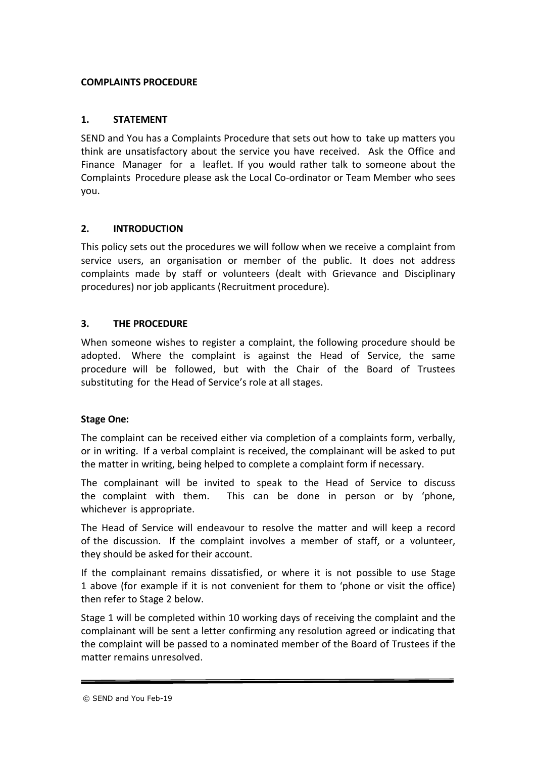**COMPLAINTS PROCEDURE**

## 1. STATEMENT

SEND and You has a Complaints Procedure that sets out how to take up matters you think are unsatisfactory about the service you have received. Ask the Office and Finance Manager for a leaflet. If you would rather talk to someone about the Complaints Procedure please ask the Local Co-ordinator or Team Member who sees you.

## 2. INTRODUCTION

This policy sets out the procedures we will follow when we receive a complaint from service users, an organisation or member of the public. It does not address complaints made by staff or volunteers (dealt with Grievance and Disciplinary procedures) nor job applicants (Recruitment procedure).

## 3. THE PROCEDURE

When someone wishes to register a complaint, the following procedure should be adopted. Where the complaint is against the Head of Service, the same procedure will be followed, but with the Chair of the Board of Trustees substituting for the Head of Service's role at all stages.

**Stage One:**

The complaint can be received either via completion of a complaints form, verbally, or in writing. If a verbal complaint is received, the complainant will be asked to put the matter in writing, being helped to complete a complaint form if necessary.

The complainant will be invited to speak to the Head of Service to discuss the complaint with them. This can be done in person or by 'phone, whichever is appropriate.

The Head of Service will endeavour to resolve the matter and will keep a record of the discussion. If the complaint involves a member of staff, or a volunteer, they should be asked for their account.

If the complainant remains dissatisfied, or where it is not possible to use Stage 1 above (for example if it is not convenient for them to 'phone or visit the office) then refer to Stage 2 below.

Stage 1 will be completed within 10 working days of receiving the complaint and the complainant will be sent a letter confirming any resolution agreed or indicating that the complaint will be passed to a nominated member of the Board of Trustees if the matter remains unresolved.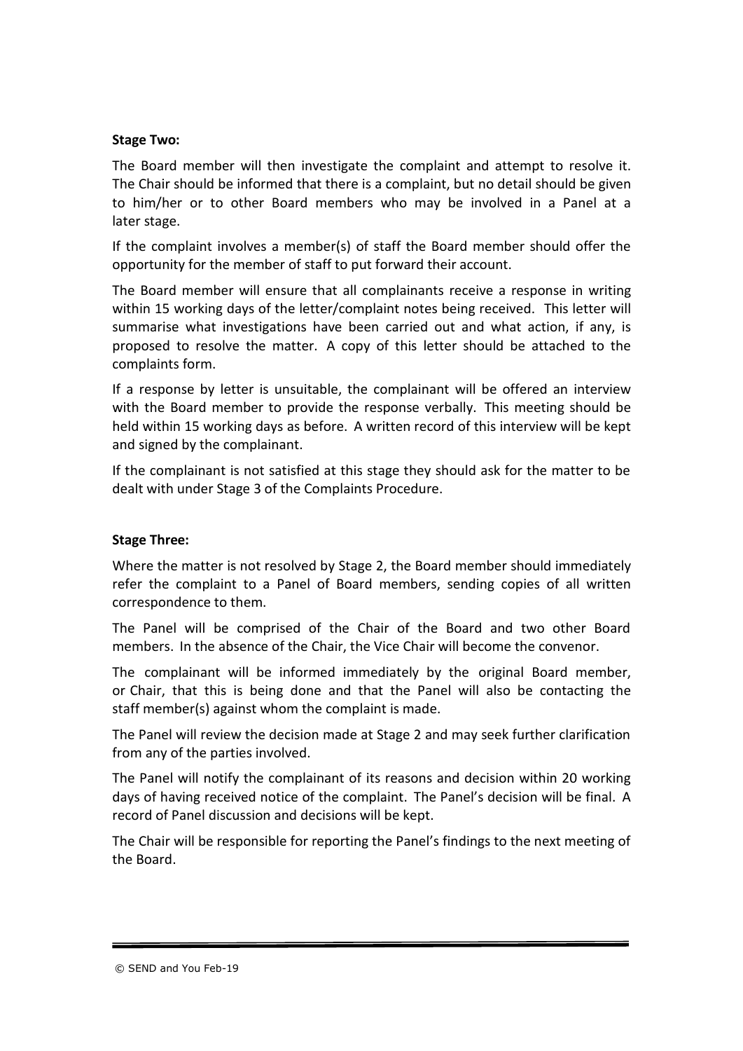**Stage Two:**

The Board member will then investigate the complaint and attempt to resolve it. The Chair should be informed that there is a complaint, but no detail should be given to him/her or to other Board members who may be involved in a Panel at a later stage.

If the complaint involves a member(s) of staff the Board member should offer the opportunity for the member of staff to put forward their account.

The Board member will ensure that all complainants receive a response in writing within 15 working days of the letter/complaint notes being received. This letter will summarise what investigations have been carried out and what action, if any, is proposed to resolve the matter. A copy of this letter should be attached to the complaints form.

If a response by letter is unsuitable, the complainant will be offered an interview with the Board member to provide the response verbally. This meeting should be held within 15 working days as before. A written record of this interview will be kept and signed by the complainant.

If the complainant is not satisfied at this stage they should ask for the matter to be dealt with under Stage 3 of the Complaints Procedure.

**Stage Three:**

Where the matter is not resolved by Stage 2, the Board member should immediately refer the complaint to a Panel of Board members, sending copies of all written correspondence to them.

The Panel will be comprised of the Chair of the Board and two other Board members. In the absence of the Chair, the Vice Chair will become the convenor.

The complainant will be informed immediately by the original Board member, or Chair, that this is being done and that the Panel will also be contacting the staff member(s) against whom the complaint is made.

The Panel will review the decision made at Stage 2 and may seek further clarification from any of the parties involved.

The Panel will notify the complainant of its reasons and decision within 20 working days of having received notice of the complaint. The Panel's decision will be final. A record of Panel discussion and decisions will be kept.

The Chair will be responsible for reporting the Panel's findings to the next meeting of the Board.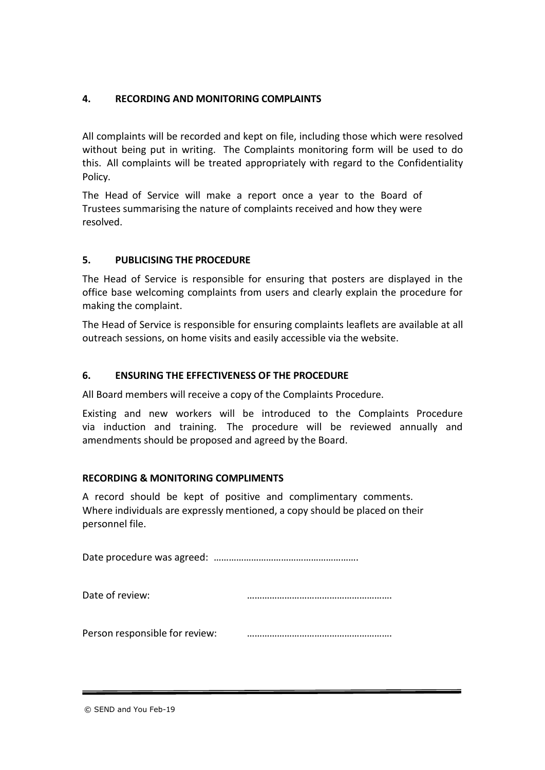## 4. RECORDING AND MONITORING COMPLAINTS

All complaints will be recorded and kept on file, including those which were resolved without being put in writing. The Complaints monitoring form will be used to do this. All complaints will be treated appropriately with regard to the Confidentiality Policy.

The Head of Service will make a report once a year to the Board of Trustees summarising the nature of complaints received and how they were resolved.

## 5. PUBLICISING THE PROCEDURE

The Head of Service is responsible for ensuring that posters are displayed in the office base welcoming complaints from users and clearly explain the procedure for making the complaint.

The Head of Service is responsible for ensuring complaints leaflets are available at all outreach sessions, on home visits and easily accessible via the website.

## 6. ENSURING THE EFFECTIVENESS OF THE PROCEDURE

All Board members will receive a copy of the Complaints Procedure.

Existing and new workers will be introduced to the Complaints Procedure via induction and training. The procedure will be reviewed annually and amendments should be proposed and agreed by the Board.

## RECORDING & MONITORING COMPLIMENTS

A record should be kept of positive and complimentary comments. Where individuals are expressly mentioned, a copy should be placed on their personnel file.

Date procedure was agreed: ………………………………………………….

Date of review: ………………………………………………….

Person responsible for review: ………………………………………………….

© SEND and You Feb-19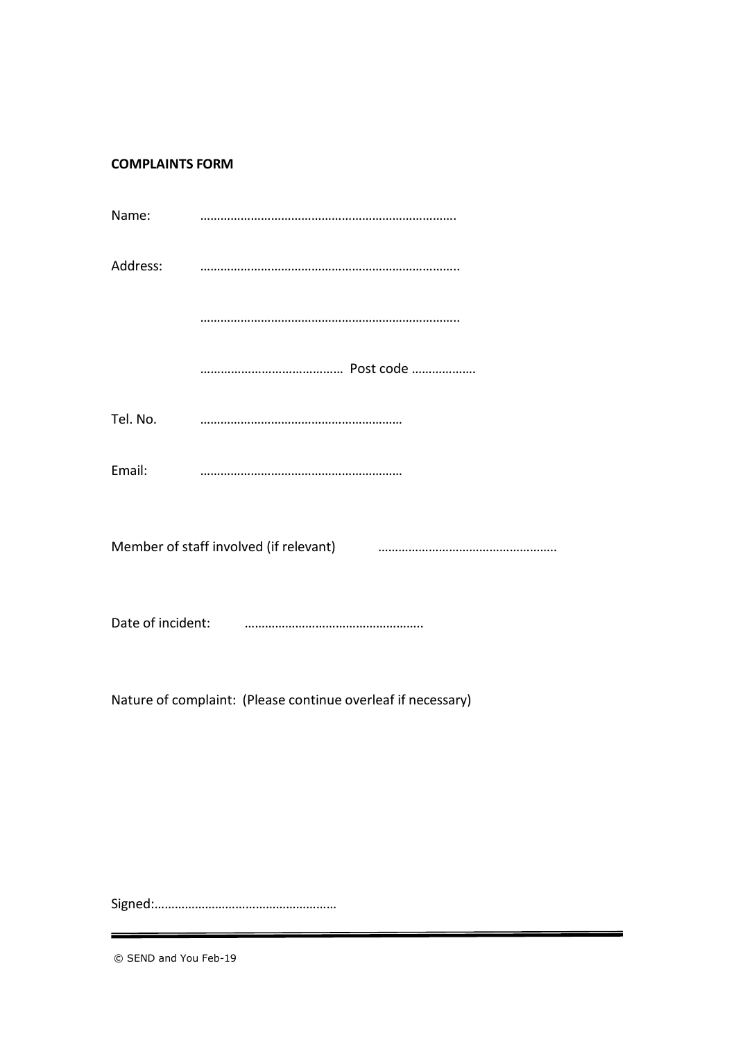**COMPLAINTS FORM**

Name: …………………………………………………………………

Address: ……………………………………………………………………

……………………………………………………………………

…………………………………… Post code ……………….

Tel. No. ……………………………………………………

Email: ……………………………………………………

Member of staff involved (if relevant) ……………………………………………

Date of incident: ……………………………………………..

Nature of complaint: (Please continue overleaf if necessary)

Signed:………………………………………………

© SEND and You Feb-19